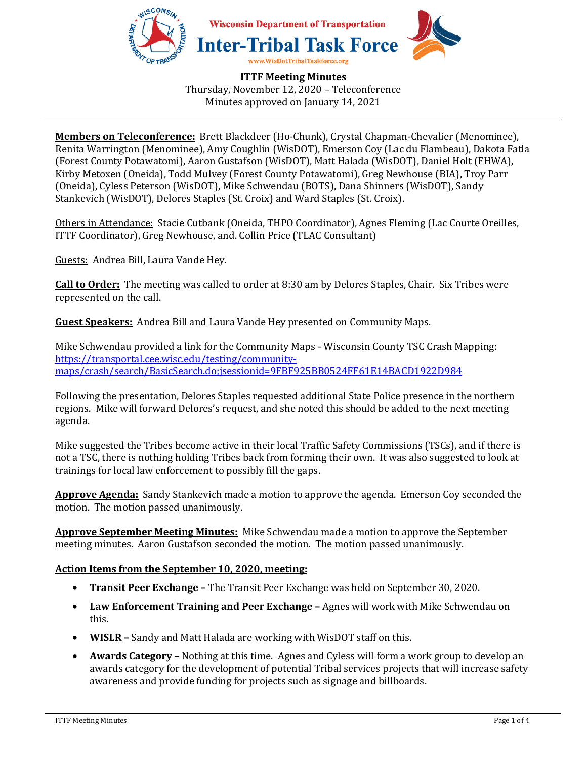Wisconsin Department of Transportation

# Inter-Tribal Task Force

www.WisDotTribalTaskforce.org

**ITTF Meeting Minutes**
Thursday, November 12, 2020 – Teleconference
Minutes approved on January 14, 2021

---

**Members on Teleconference:** Brett Blackdeer (Ho-Chunk), Crystal Chapman-Chevalier (Menominee), Renita Warrington (Menominee), Amy Coughlin (WisDOT), Emerson Coy (Lac du Flambeau), Dakota Fatla (Forest County Potawatomi), Aaron Gustafson (WisDOT), Matt Halada (WisDOT), Daniel Holt (FHWA), Kirby Metoxen (Oneida), Todd Mulvey (Forest County Potawatomi), Greg Newhouse (BIA), Troy Parr (Oneida), Cyless Peterson (WisDOT), Mike Schwendau (BOTS), Dana Shinners (WisDOT), Sandy Stankevich (WisDOT), Delores Staples (St. Croix) and Ward Staples (St. Croix).

Others in Attendance: Stacie Cutbank (Oneida, THPO Coordinator), Agnes Fleming (Lac Courte Oreilles, ITTF Coordinator), Greg Newhouse, and. Collin Price (TLAC Consultant)

Guests: Andrea Bill, Laura Vande Hey.

**Call to Order:** The meeting was called to order at 8:30 am by Delores Staples, Chair. Six Tribes were represented on the call.

**Guest Speakers:** Andrea Bill and Laura Vande Hey presented on Community Maps.

Mike Schwendau provided a link for the Community Maps - Wisconsin County TSC Crash Mapping: https://transportal.cee.wisc.edu/testing/community-maps/crash/search/BasicSearch.do;jsessionid=9FBF925BB0524FF61E14BACD1922D984

Following the presentation, Delores Staples requested additional State Police presence in the northern regions. Mike will forward Delores's request, and she noted this should be added to the next meeting agenda.

Mike suggested the Tribes become active in their local Traffic Safety Commissions (TSCs), and if there is not a TSC, there is nothing holding Tribes back from forming their own. It was also suggested to look at trainings for local law enforcement to possibly fill the gaps.

**Approve Agenda:** Sandy Stankevich made a motion to approve the agenda. Emerson Coy seconded the motion. The motion passed unanimously.

**Approve September Meeting Minutes:** Mike Schwendau made a motion to approve the September meeting minutes. Aaron Gustafson seconded the motion. The motion passed unanimously.

**Action Items from the September 10, 2020, meeting:**

- **Transit Peer Exchange –** The Transit Peer Exchange was held on September 30, 2020.
- **Law Enforcement Training and Peer Exchange –** Agnes will work with Mike Schwendau on this.
- **WISLR –** Sandy and Matt Halada are working with WisDOT staff on this.
- **Awards Category –** Nothing at this time. Agnes and Cyless will form a work group to develop an awards category for the development of potential Tribal services projects that will increase safety awareness and provide funding for projects such as signage and billboards.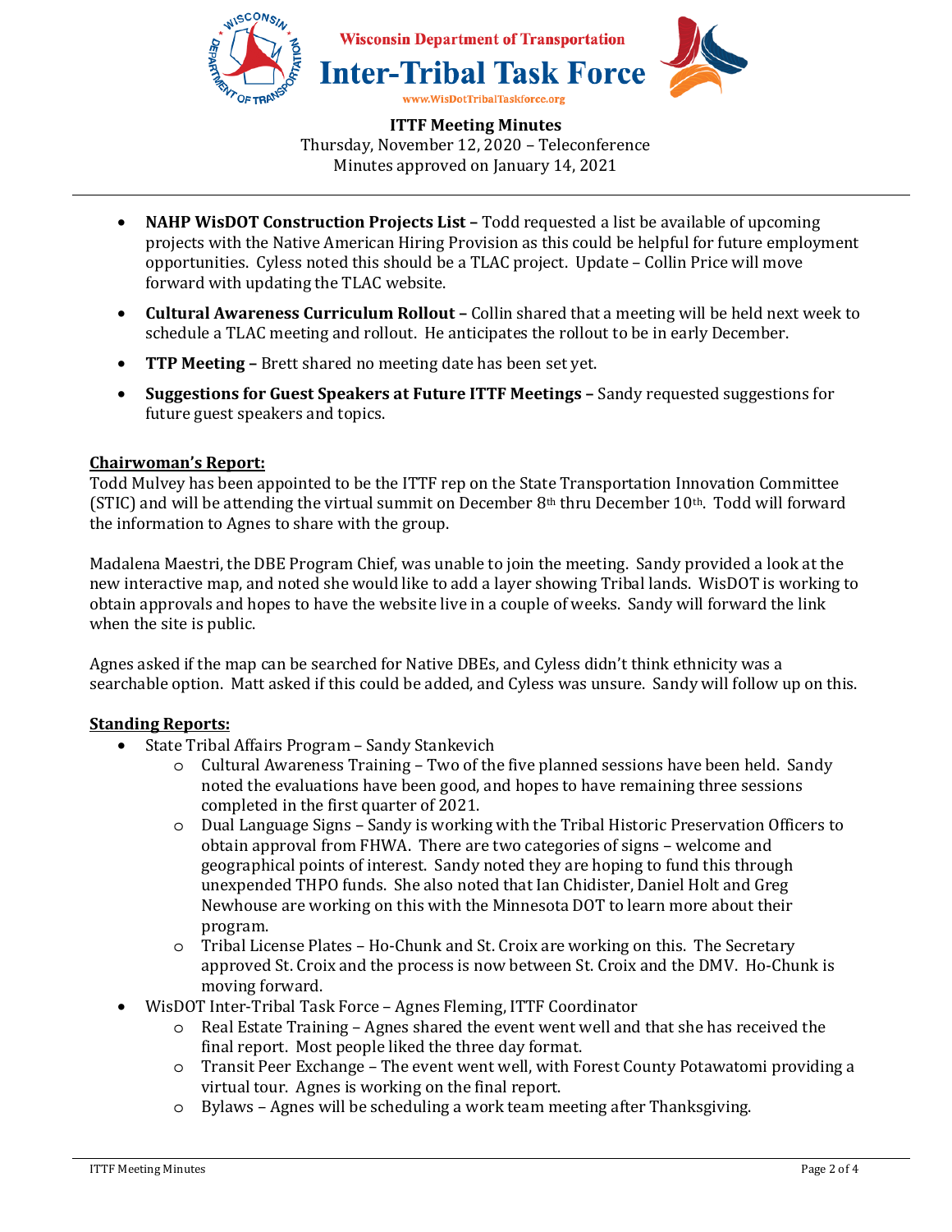- **NAHP WisDOT Construction Projects List –** Todd requested a list be available of upcoming projects with the Native American Hiring Provision as this could be helpful for future employment opportunities. Cyless noted this should be a TLAC project. Update – Collin Price will move forward with updating the TLAC website.
- **Cultural Awareness Curriculum Rollout –** Collin shared that a meeting will be held next week to schedule a TLAC meeting and rollout. He anticipates the rollout to be in early December.
- **TTP Meeting –** Brett shared no meeting date has been set yet.
- **Suggestions for Guest Speakers at Future ITTF Meetings –** Sandy requested suggestions for future guest speakers and topics.

**Chairwoman's Report:**

Todd Mulvey has been appointed to be the ITTF rep on the State Transportation Innovation Committee (STIC) and will be attending the virtual summit on December 8th thru December 10th. Todd will forward the information to Agnes to share with the group.

Madalena Maestri, the DBE Program Chief, was unable to join the meeting. Sandy provided a look at the new interactive map, and noted she would like to add a layer showing Tribal lands. WisDOT is working to obtain approvals and hopes to have the website live in a couple of weeks. Sandy will forward the link when the site is public.

Agnes asked if the map can be searched for Native DBEs, and Cyless didn't think ethnicity was a searchable option. Matt asked if this could be added, and Cyless was unsure. Sandy will follow up on this.

**Standing Reports:**

- State Tribal Affairs Program – Sandy Stankevich
  - Cultural Awareness Training – Two of the five planned sessions have been held. Sandy noted the evaluations have been good, and hopes to have remaining three sessions completed in the first quarter of 2021.
  - Dual Language Signs – Sandy is working with the Tribal Historic Preservation Officers to obtain approval from FHWA. There are two categories of signs – welcome and geographical points of interest. Sandy noted they are hoping to fund this through unexpended THPO funds. She also noted that Ian Chidister, Daniel Holt and Greg Newhouse are working on this with the Minnesota DOT to learn more about their program.
  - Tribal License Plates – Ho-Chunk and St. Croix are working on this. The Secretary approved St. Croix and the process is now between St. Croix and the DMV. Ho-Chunk is moving forward.
- WisDOT Inter-Tribal Task Force – Agnes Fleming, ITTF Coordinator
  - Real Estate Training – Agnes shared the event went well and that she has received the final report. Most people liked the three day format.
  - Transit Peer Exchange – The event went well, with Forest County Potawatomi providing a virtual tour. Agnes is working on the final report.
  - Bylaws – Agnes will be scheduling a work team meeting after Thanksgiving.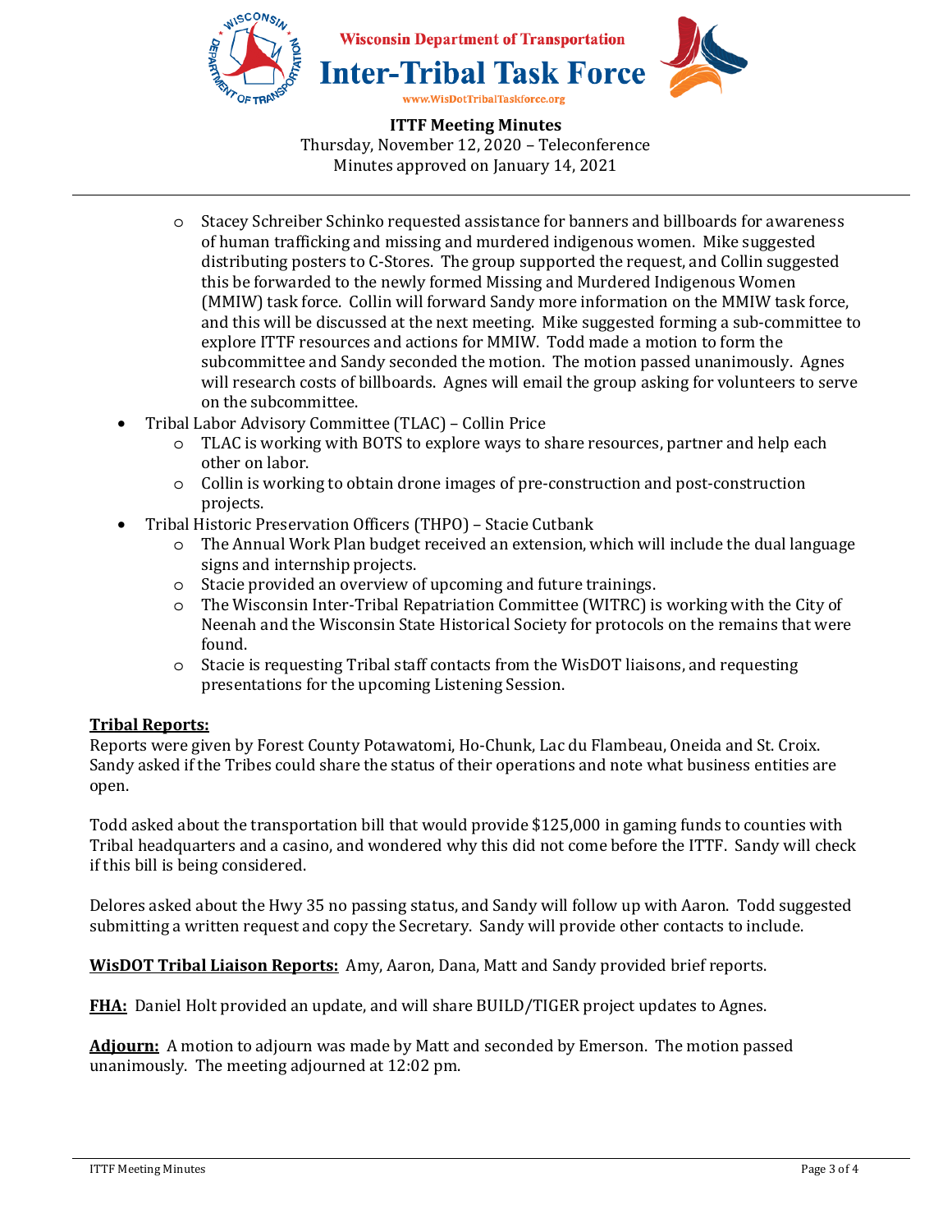- Stacey Schreiber Schinko requested assistance for banners and billboards for awareness of human trafficking and missing and murdered indigenous women. Mike suggested distributing posters to C-Stores. The group supported the request, and Collin suggested this be forwarded to the newly formed Missing and Murdered Indigenous Women (MMIW) task force. Collin will forward Sandy more information on the MMIW task force, and this will be discussed at the next meeting. Mike suggested forming a sub-committee to explore ITTF resources and actions for MMIW. Todd made a motion to form the subcommittee and Sandy seconded the motion. The motion passed unanimously. Agnes will research costs of billboards. Agnes will email the group asking for volunteers to serve on the subcommittee.

- Tribal Labor Advisory Committee (TLAC) – Collin Price
  - TLAC is working with BOTS to explore ways to share resources, partner and help each other on labor.
  - Collin is working to obtain drone images of pre-construction and post-construction projects.
- Tribal Historic Preservation Officers (THPO) – Stacie Cutbank
  - The Annual Work Plan budget received an extension, which will include the dual language signs and internship projects.
  - Stacie provided an overview of upcoming and future trainings.
  - The Wisconsin Inter-Tribal Repatriation Committee (WITRC) is working with the City of Neenah and the Wisconsin State Historical Society for protocols on the remains that were found.
  - Stacie is requesting Tribal staff contacts from the WisDOT liaisons, and requesting presentations for the upcoming Listening Session.

**Tribal Reports:**
Reports were given by Forest County Potawatomi, Ho-Chunk, Lac du Flambeau, Oneida and St. Croix. Sandy asked if the Tribes could share the status of their operations and note what business entities are open.

Todd asked about the transportation bill that would provide $125,000 in gaming funds to counties with Tribal headquarters and a casino, and wondered why this did not come before the ITTF. Sandy will check if this bill is being considered.

Delores asked about the Hwy 35 no passing status, and Sandy will follow up with Aaron. Todd suggested submitting a written request and copy the Secretary. Sandy will provide other contacts to include.

**WisDOT Tribal Liaison Reports:** Amy, Aaron, Dana, Matt and Sandy provided brief reports.

**FHA:** Daniel Holt provided an update, and will share BUILD/TIGER project updates to Agnes.

**Adjourn:** A motion to adjourn was made by Matt and seconded by Emerson. The motion passed unanimously. The meeting adjourned at 12:02 pm.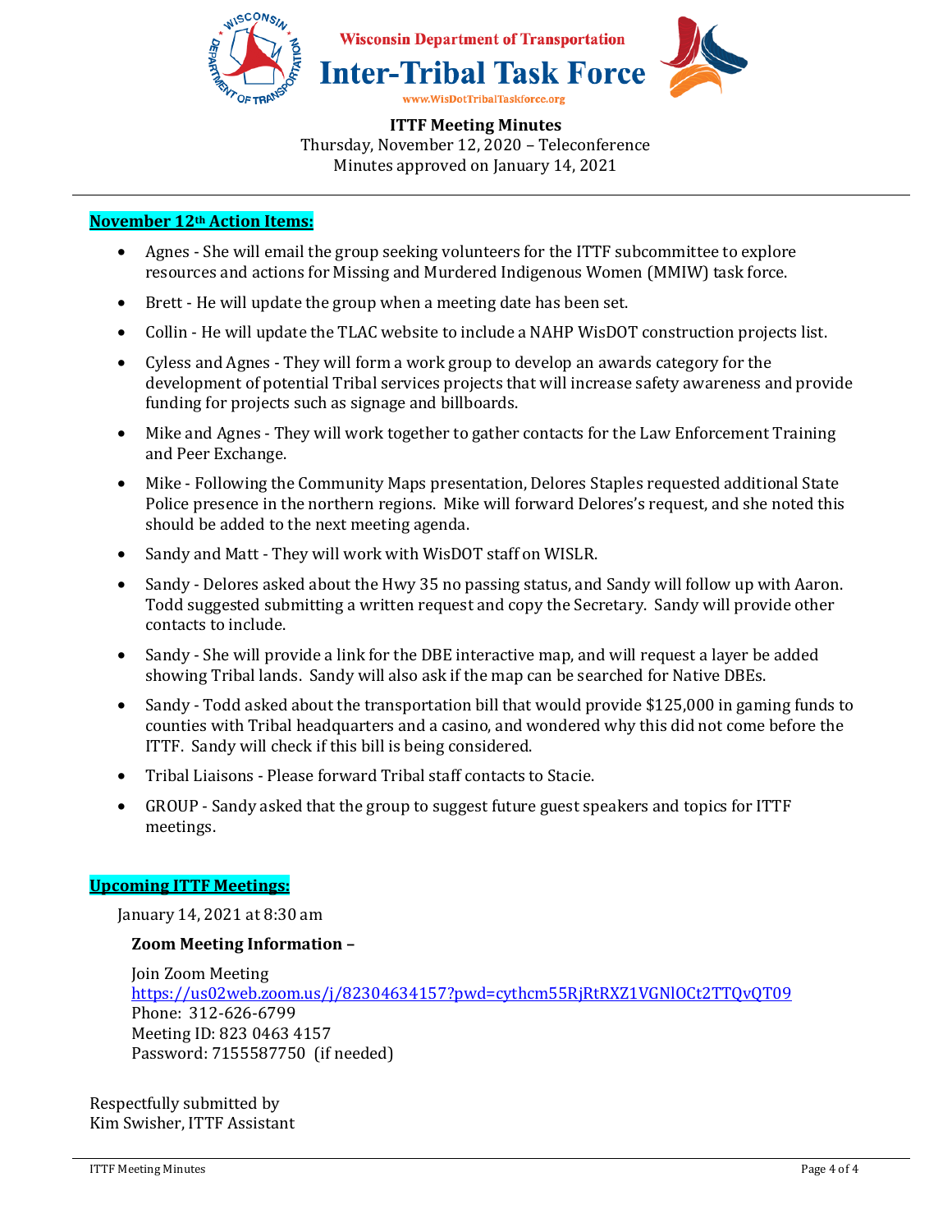Wisconsin Department of Transportation

# Inter-Tribal Task Force

www.WisDotTribalTaskforce.org

**ITTF Meeting Minutes**
Thursday, November 12, 2020 – Teleconference
Minutes approved on January 14, 2021

---

## November 12th Action Items:

- Agnes - She will email the group seeking volunteers for the ITTF subcommittee to explore resources and actions for Missing and Murdered Indigenous Women (MMIW) task force.
- Brett - He will update the group when a meeting date has been set.
- Collin - He will update the TLAC website to include a NAHP WisDOT construction projects list.
- Cyless and Agnes - They will form a work group to develop an awards category for the development of potential Tribal services projects that will increase safety awareness and provide funding for projects such as signage and billboards.
- Mike and Agnes - They will work together to gather contacts for the Law Enforcement Training and Peer Exchange.
- Mike - Following the Community Maps presentation, Delores Staples requested additional State Police presence in the northern regions. Mike will forward Delores's request, and she noted this should be added to the next meeting agenda.
- Sandy and Matt - They will work with WisDOT staff on WISLR.
- Sandy - Delores asked about the Hwy 35 no passing status, and Sandy will follow up with Aaron. Todd suggested submitting a written request and copy the Secretary. Sandy will provide other contacts to include.
- Sandy - She will provide a link for the DBE interactive map, and will request a layer be added showing Tribal lands. Sandy will also ask if the map can be searched for Native DBEs.
- Sandy - Todd asked about the transportation bill that would provide $125,000 in gaming funds to counties with Tribal headquarters and a casino, and wondered why this did not come before the ITTF. Sandy will check if this bill is being considered.
- Tribal Liaisons - Please forward Tribal staff contacts to Stacie.
- GROUP - Sandy asked that the group to suggest future guest speakers and topics for ITTF meetings.

## Upcoming ITTF Meetings:

January 14, 2021 at 8:30 am

**Zoom Meeting Information –**

Join Zoom Meeting
https://us02web.zoom.us/j/82304634157?pwd=cythcm55RjRtRXZ1VGNlOCt2TTQvQT09
Phone: 312-626-6799
Meeting ID: 823 0463 4157
Password: 7155587750 (if needed)

Respectfully submitted by
Kim Swisher, ITTF Assistant